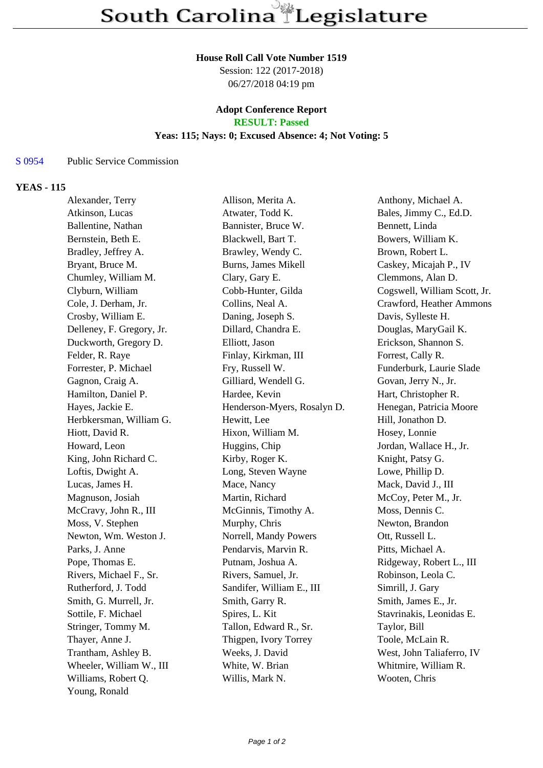# South Carolina Legislature

**House Roll Call Vote Number 1519**
Session: 122 (2017-2018)
06/27/2018 04:19 pm

**Adopt Conference Report**
**RESULT: Passed**
**Yeas: 115; Nays: 0; Excused Absence: 4; Not Voting: 5**

S 0954 Public Service Commission

## YEAS - 115

| | | |
|---|---|---|
| Alexander, Terry | Allison, Merita A. | Anthony, Michael A. |
| Atkinson, Lucas | Atwater, Todd K. | Bales, Jimmy C., Ed.D. |
| Ballentine, Nathan | Bannister, Bruce W. | Bennett, Linda |
| Bernstein, Beth E. | Blackwell, Bart T. | Bowers, William K. |
| Bradley, Jeffrey A. | Brawley, Wendy C. | Brown, Robert L. |
| Bryant, Bruce M. | Burns, James Mikell | Caskey, Micajah P., IV |
| Chumley, William M. | Clary, Gary E. | Clemmons, Alan D. |
| Clyburn, William | Cobb-Hunter, Gilda | Cogswell, William Scott, Jr. |
| Cole, J. Derham, Jr. | Collins, Neal A. | Crawford, Heather Ammons |
| Crosby, William E. | Daning, Joseph S. | Davis, Sylleste H. |
| Delleney, F. Gregory, Jr. | Dillard, Chandra E. | Douglas, MaryGail K. |
| Duckworth, Gregory D. | Elliott, Jason | Erickson, Shannon S. |
| Felder, R. Raye | Finlay, Kirkman, III | Forrest, Cally R. |
| Forrester, P. Michael | Fry, Russell W. | Funderburk, Laurie Slade |
| Gagnon, Craig A. | Gilliard, Wendell G. | Govan, Jerry N., Jr. |
| Hamilton, Daniel P. | Hardee, Kevin | Hart, Christopher R. |
| Hayes, Jackie E. | Henderson-Myers, Rosalyn D. | Henegan, Patricia Moore |
| Herbkersman, William G. | Hewitt, Lee | Hill, Jonathon D. |
| Hiott, David R. | Hixon, William M. | Hosey, Lonnie |
| Howard, Leon | Huggins, Chip | Jordan, Wallace H., Jr. |
| King, John Richard C. | Kirby, Roger K. | Knight, Patsy G. |
| Loftis, Dwight A. | Long, Steven Wayne | Lowe, Phillip D. |
| Lucas, James H. | Mace, Nancy | Mack, David J., III |
| Magnuson, Josiah | Martin, Richard | McCoy, Peter M., Jr. |
| McCravy, John R., III | McGinnis, Timothy A. | Moss, Dennis C. |
| Moss, V. Stephen | Murphy, Chris | Newton, Brandon |
| Newton, Wm. Weston J. | Norrell, Mandy Powers | Ott, Russell L. |
| Parks, J. Anne | Pendarvis, Marvin R. | Pitts, Michael A. |
| Pope, Thomas E. | Putnam, Joshua A. | Ridgeway, Robert L., III |
| Rivers, Michael F., Sr. | Rivers, Samuel, Jr. | Robinson, Leola C. |
| Rutherford, J. Todd | Sandifer, William E., III | Simrill, J. Gary |
| Smith, G. Murrell, Jr. | Smith, Garry R. | Smith, James E., Jr. |
| Sottile, F. Michael | Spires, L. Kit | Stavrinakis, Leonidas E. |
| Stringer, Tommy M. | Tallon, Edward R., Sr. | Taylor, Bill |
| Thayer, Anne J. | Thigpen, Ivory Torrey | Toole, McLain R. |
| Trantham, Ashley B. | Weeks, J. David | West, John Taliaferro, IV |
| Wheeler, William W., III | White, W. Brian | Whitmire, William R. |
| Williams, Robert Q. | Willis, Mark N. | Wooten, Chris |
| Young, Ronald | | |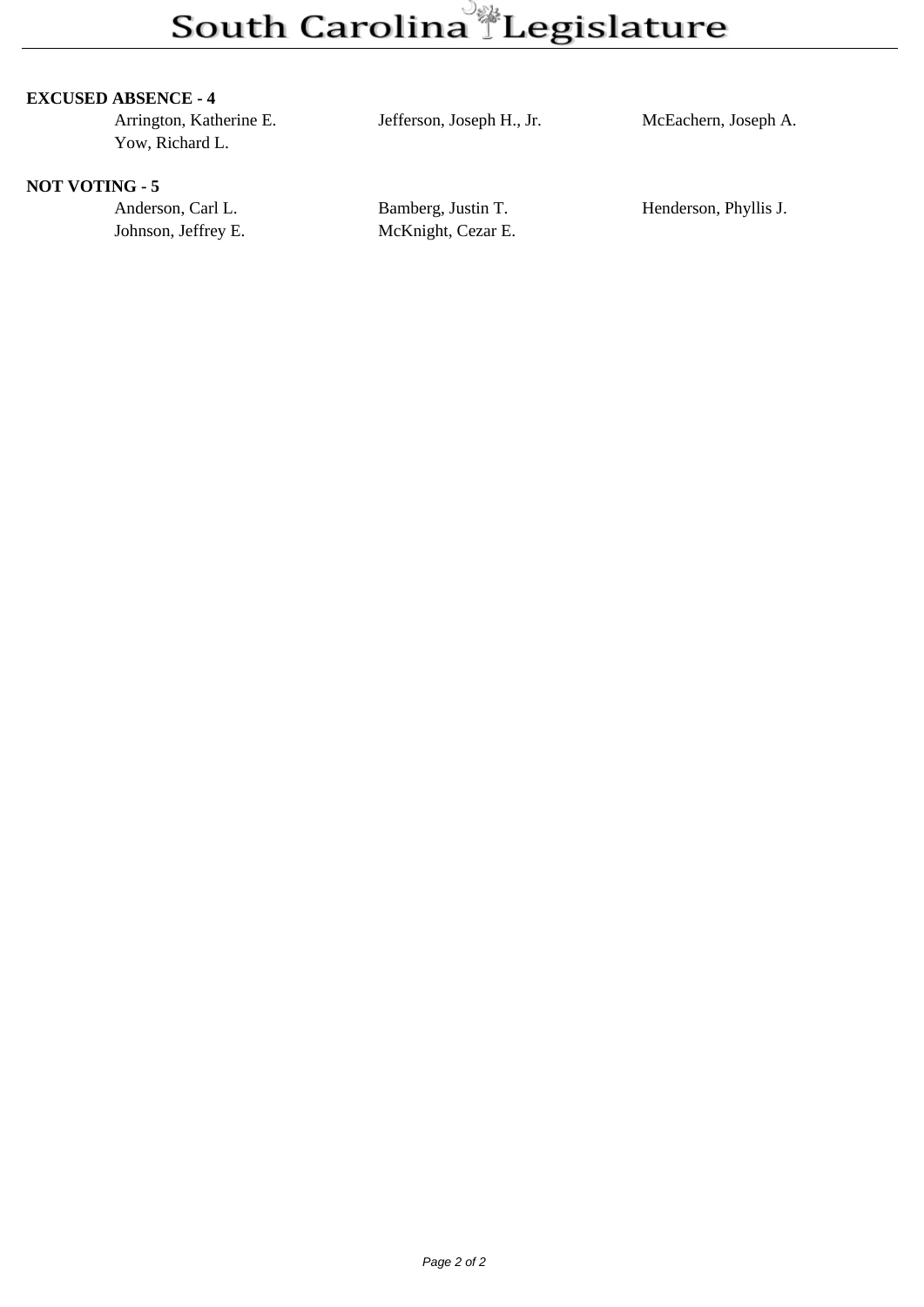**EXCUSED ABSENCE - 4**

| | | |
|---|---|---|
| Arrington, Katherine E. | Jefferson, Joseph H., Jr. | McEachern, Joseph A. |
| Yow, Richard L. | | |

**NOT VOTING - 5**

| | | |
|---|---|---|
| Anderson, Carl L. | Bamberg, Justin T. | Henderson, Phyllis J. |
| Johnson, Jeffrey E. | McKnight, Cezar E. | |